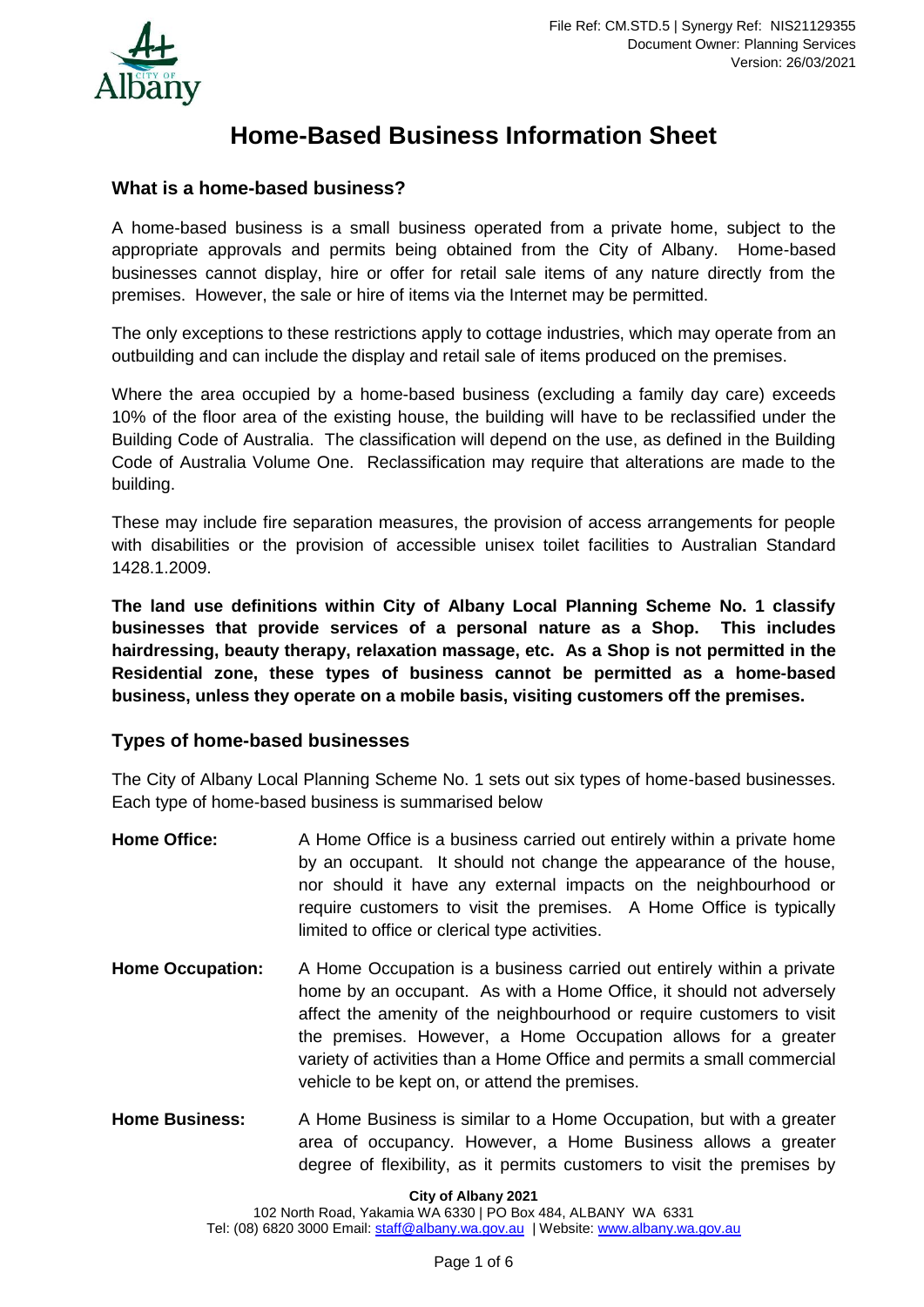# Home-Based Business Information Sheet

## What is a home-based business?

A home-based business is a small business operated from a private home, subject to the appropriate approvals and permits being obtained from the City of Albany. Home-based businesses cannot display, hire or offer for retail sale items of any nature directly from the premises. However, the sale or hire of items via the Internet may be permitted.

The only exceptions to these restrictions apply to cottage industries, which may operate from an outbuilding and can include the display and retail sale of items produced on the premises.

Where the area occupied by a home-based business (excluding a family day care) exceeds 10% of the floor area of the existing house, the building will have to be reclassified under the Building Code of Australia. The classification will depend on the use, as defined in the Building Code of Australia Volume One. Reclassification may require that alterations are made to the building.

These may include fire separation measures, the provision of access arrangements for people with disabilities or the provision of accessible unisex toilet facilities to Australian Standard 1428.1.2009.

**The land use definitions within City of Albany Local Planning Scheme No. 1 classify businesses that provide services of a personal nature as a Shop. This includes hairdressing, beauty therapy, relaxation massage, etc. As a Shop is not permitted in the Residential zone, these types of business cannot be permitted as a home-based business, unless they operate on a mobile basis, visiting customers off the premises.**

## Types of home-based businesses

The City of Albany Local Planning Scheme No. 1 sets out six types of home-based businesses. Each type of home-based business is summarised below

**Home Office:** A Home Office is a business carried out entirely within a private home by an occupant. It should not change the appearance of the house, nor should it have any external impacts on the neighbourhood or require customers to visit the premises. A Home Office is typically limited to office or clerical type activities.

**Home Occupation:** A Home Occupation is a business carried out entirely within a private home by an occupant. As with a Home Office, it should not adversely affect the amenity of the neighbourhood or require customers to visit the premises. However, a Home Occupation allows for a greater variety of activities than a Home Office and permits a small commercial vehicle to be kept on, or attend the premises.

**Home Business:** A Home Business is similar to a Home Occupation, but with a greater area of occupancy. However, a Home Business allows a greater degree of flexibility, as it permits customers to visit the premises by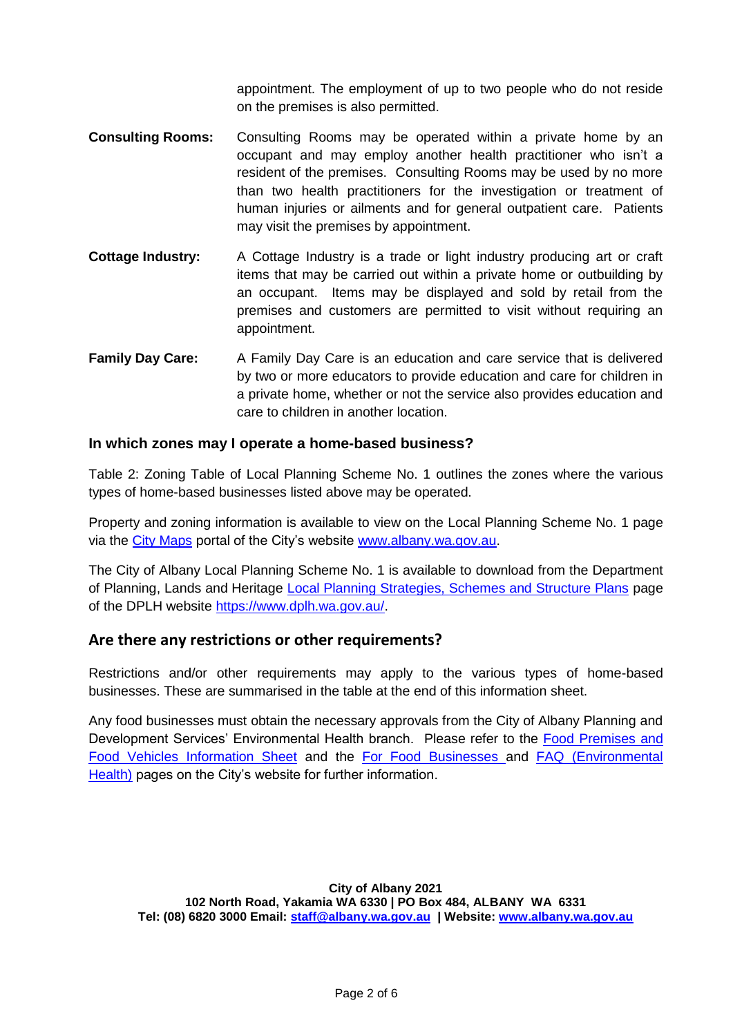appointment. The employment of up to two people who do not reside on the premises is also permitted.

**Consulting Rooms:** Consulting Rooms may be operated within a private home by an occupant and may employ another health practitioner who isn't a resident of the premises. Consulting Rooms may be used by no more than two health practitioners for the investigation or treatment of human injuries or ailments and for general outpatient care. Patients may visit the premises by appointment.

**Cottage Industry:** A Cottage Industry is a trade or light industry producing art or craft items that may be carried out within a private home or outbuilding by an occupant. Items may be displayed and sold by retail from the premises and customers are permitted to visit without requiring an appointment.

**Family Day Care:** A Family Day Care is an education and care service that is delivered by two or more educators to provide education and care for children in a private home, whether or not the service also provides education and care to children in another location.

### In which zones may I operate a home-based business?

Table 2: Zoning Table of Local Planning Scheme No. 1 outlines the zones where the various types of home-based businesses listed above may be operated.

Property and zoning information is available to view on the Local Planning Scheme No. 1 page via the City Maps portal of the City's website www.albany.wa.gov.au.

The City of Albany Local Planning Scheme No. 1 is available to download from the Department of Planning, Lands and Heritage Local Planning Strategies, Schemes and Structure Plans page of the DPLH website https://www.dplh.wa.gov.au/.

## Are there any restrictions or other requirements?

Restrictions and/or other requirements may apply to the various types of home-based businesses. These are summarised in the table at the end of this information sheet.

Any food businesses must obtain the necessary approvals from the City of Albany Planning and Development Services' Environmental Health branch. Please refer to the Food Premises and Food Vehicles Information Sheet and the For Food Businesses and FAQ (Environmental Health) pages on the City's website for further information.

**City of Albany 2021**
**102 North Road, Yakamia WA 6330 | PO Box 484, ALBANY WA 6331**
**Tel: (08) 6820 3000 Email: staff@albany.wa.gov.au | Website: www.albany.wa.gov.au**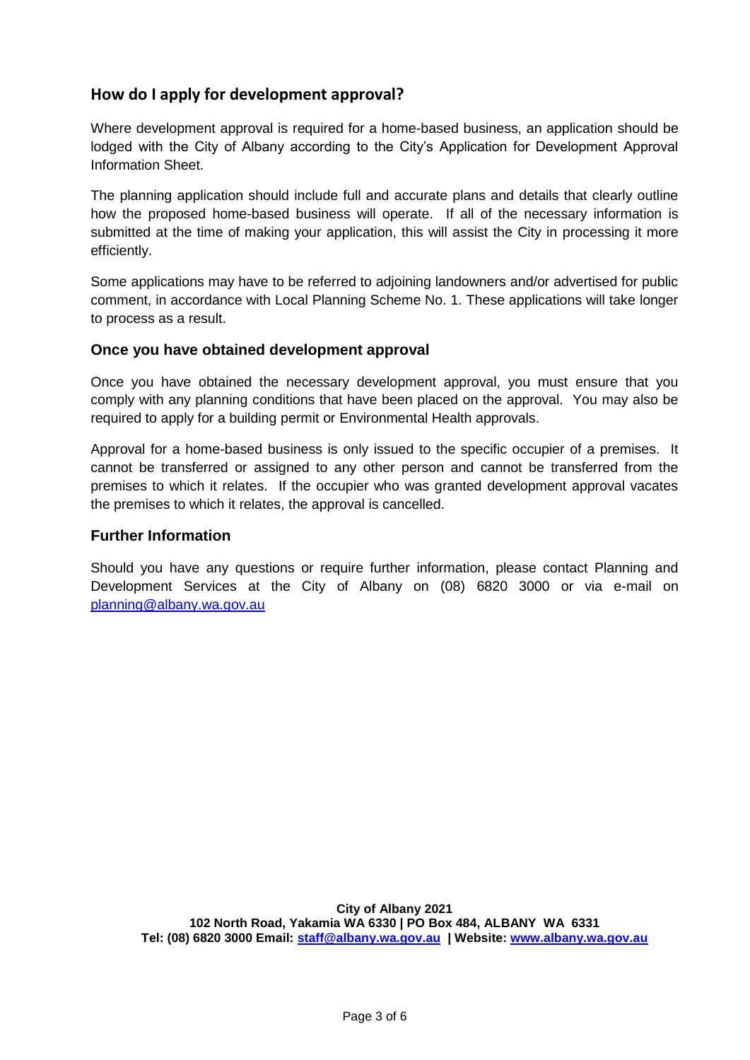## How do I apply for development approval?

Where development approval is required for a home-based business, an application should be lodged with the City of Albany according to the City's Application for Development Approval Information Sheet.

The planning application should include full and accurate plans and details that clearly outline how the proposed home-based business will operate. If all of the necessary information is submitted at the time of making your application, this will assist the City in processing it more efficiently.

Some applications may have to be referred to adjoining landowners and/or advertised for public comment, in accordance with Local Planning Scheme No. 1. These applications will take longer to process as a result.

### Once you have obtained development approval

Once you have obtained the necessary development approval, you must ensure that you comply with any planning conditions that have been placed on the approval. You may also be required to apply for a building permit or Environmental Health approvals.

Approval for a home-based business is only issued to the specific occupier of a premises. It cannot be transferred or assigned to any other person and cannot be transferred from the premises to which it relates. If the occupier who was granted development approval vacates the premises to which it relates, the approval is cancelled.

### Further Information

Should you have any questions or require further information, please contact Planning and Development Services at the City of Albany on (08) 6820 3000 or via e-mail on [planning@albany.wa.gov.au](mailto:planning@albany.wa.gov.au)

**City of Albany 2021**
**102 North Road, Yakamia WA 6330 | PO Box 484, ALBANY WA 6331**
**Tel: (08) 6820 3000 Email: [staff@albany.wa.gov.au](mailto:staff@albany.wa.gov.au) | Website: [www.albany.wa.gov.au](http://www.albany.wa.gov.au)**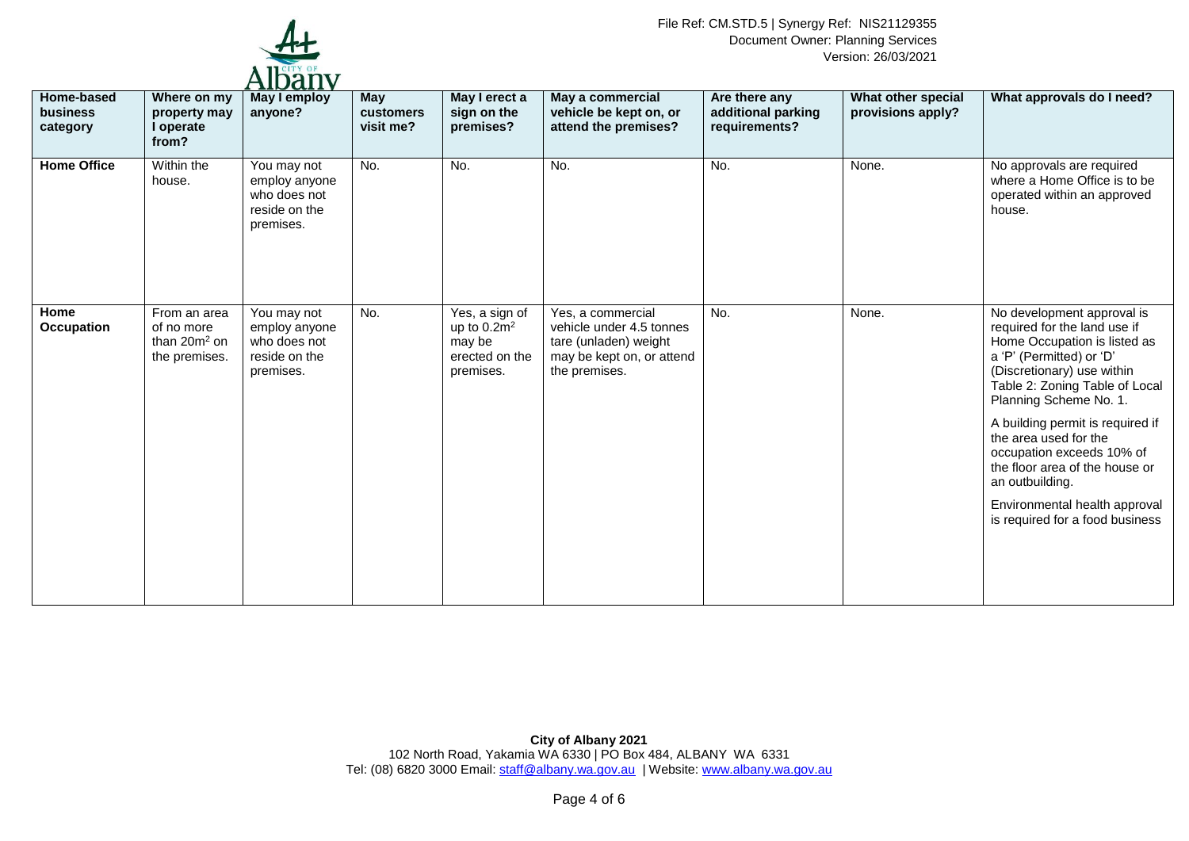| Home-based business category | Where on my property may I operate from? | May I employ anyone? | May customers visit me? | May I erect a sign on the premises? | May a commercial vehicle be kept on, or attend the premises? | Are there any additional parking requirements? | What other special provisions apply? | What approvals do I need? |
|---|---|---|---|---|---|---|---|---|
| **Home Office** | Within the house. | You may not employ anyone who does not reside on the premises. | No. | No. | No. | No. | None. | No approvals are required where a Home Office is to be operated within an approved house. |
| **Home Occupation** | From an area of no more than $20m^2$ on the premises. | You may not employ anyone who does not reside on the premises. | No. | Yes, a sign of up to $0.2m^2$ may be erected on the premises. | Yes, a commercial vehicle under 4.5 tonnes tare (unladen) weight may be kept on, or attend the premises. | No. | None. | No development approval is required for the land use if Home Occupation is listed as a 'P' (Permitted) or 'D' (Discretionary) use within Table 2: Zoning Table of Local Planning Scheme No. 1.<br><br>A building permit is required if the area used for the occupation exceeds 10% of the floor area of the house or an outbuilding.<br><br>Environmental health approval is required for a food business |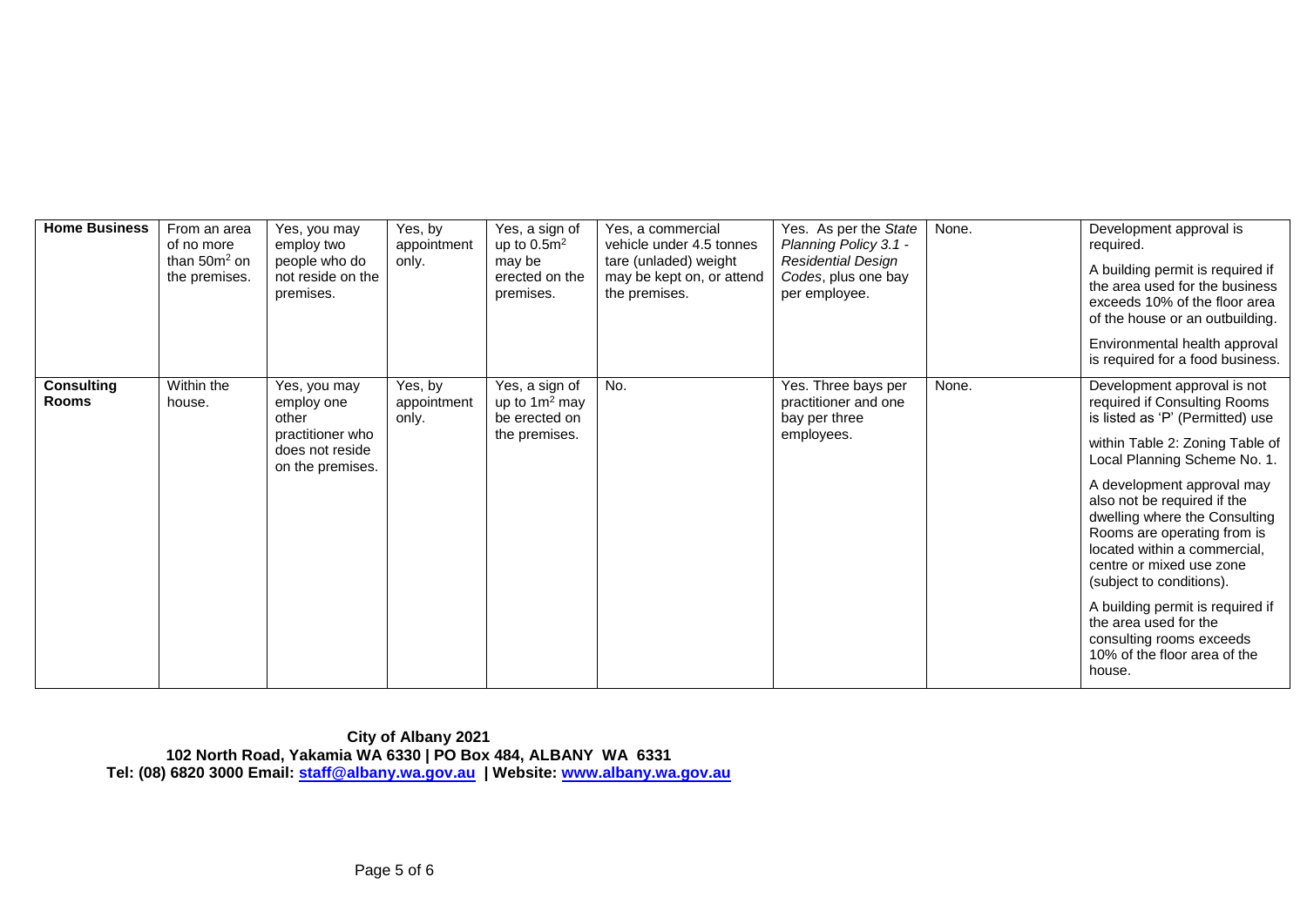| **Home Business** | From an area of no more than $50m^2$ on the premises. | Yes, you may employ two people who do not reside on the premises. | Yes, by appointment only. | Yes, a sign of up to $0.5m^2$ may be erected on the premises. | Yes, a commercial vehicle under 4.5 tonnes tare (unladed) weight may be kept on, or attend the premises. | Yes. As per the *State Planning Policy 3.1 - Residential Design Codes*, plus one bay per employee. | None. | Development approval is required.<br><br>A building permit is required if the area used for the business exceeds 10% of the floor area of the house or an outbuilding.<br><br>Environmental health approval is required for a food business. |
|---|---|---|---|---|---|---|---|---|
| **Consulting Rooms** | Within the house. | Yes, you may employ one other practitioner who does not reside on the premises. | Yes, by appointment only. | Yes, a sign of up to $1m^2$ may be erected on the premises. | No. | Yes. Three bays per practitioner and one bay per three employees. | None. | Development approval is not required if Consulting Rooms is listed as 'P' (Permitted) use<br><br>within Table 2: Zoning Table of Local Planning Scheme No. 1.<br><br>A development approval may also not be required if the dwelling where the Consulting Rooms are operating from is located within a commercial, centre or mixed use zone (subject to conditions).<br><br>A building permit is required if the area used for the consulting rooms exceeds 10% of the floor area of the house. |

**City of Albany 2021**
**102 North Road, Yakamia WA 6330 | PO Box 484, ALBANY WA 6331**
**Tel: (08) 6820 3000 Email: staff@albany.wa.gov.au | Website: www.albany.wa.gov.au**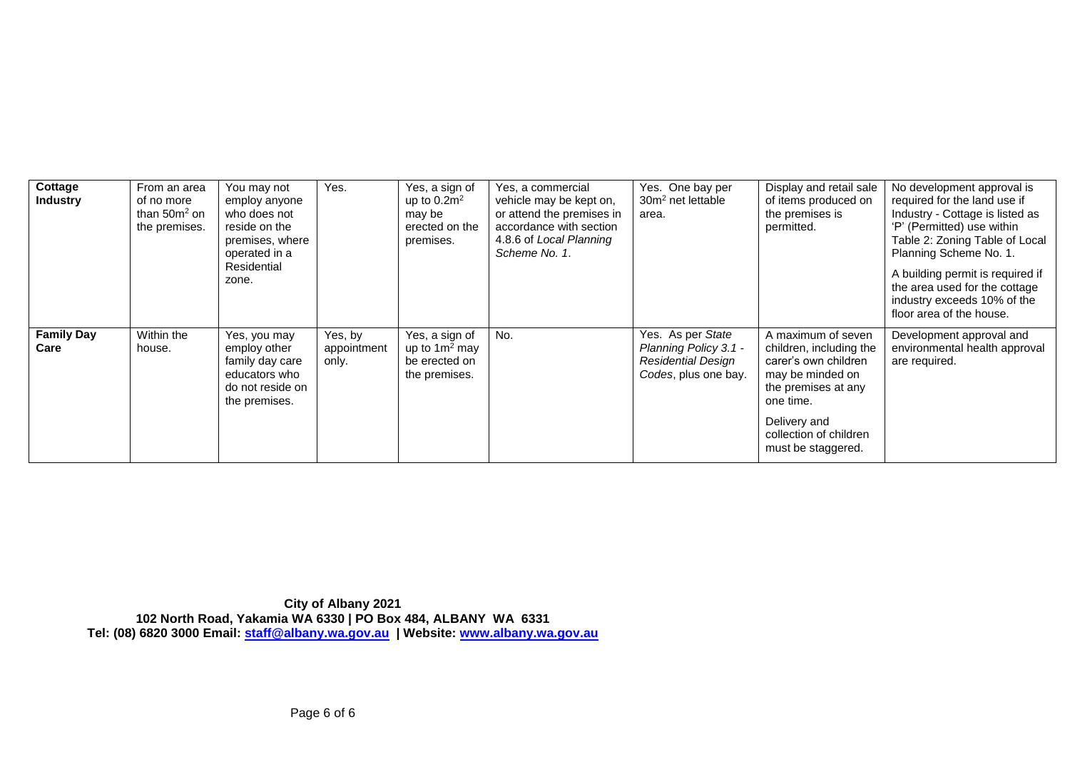| | | | | | | | | |
|---|---|---|---|---|---|---|---|---|
| **Cottage Industry** | From an area of no more than $50m^2$ on the premises. | You may not employ anyone who does not reside on the premises, where operated in a Residential zone. | Yes. | Yes, a sign of up to $0.2m^2$ may be erected on the premises. | Yes, a commercial vehicle may be kept on, or attend the premises in accordance with section 4.8.6 of *Local Planning Scheme No. 1*. | Yes. One bay per $30m^2$ net lettable area. | Display and retail sale of items produced on the premises is permitted. | No development approval is required for the land use if Industry - Cottage is listed as 'P' (Permitted) use within Table 2: Zoning Table of Local Planning Scheme No. 1.<br><br>A building permit is required if the area used for the cottage industry exceeds 10% of the floor area of the house. |
| **Family Day Care** | Within the house. | Yes, you may employ other family day care educators who do not reside on the premises. | Yes, by appointment only. | Yes, a sign of up to $1m^2$ may be erected on the premises. | No. | Yes. As per *State Planning Policy 3.1 - Residential Design Codes*, plus one bay. | A maximum of seven children, including the carer's own children may be minded on the premises at any one time.<br><br>Delivery and collection of children must be staggered. | Development approval and environmental health approval are required. |

**City of Albany 2021**
**102 North Road, Yakamia WA 6330 | PO Box 484, ALBANY WA 6331**
**Tel: (08) 6820 3000 Email: staff@albany.wa.gov.au | Website: www.albany.wa.gov.au**